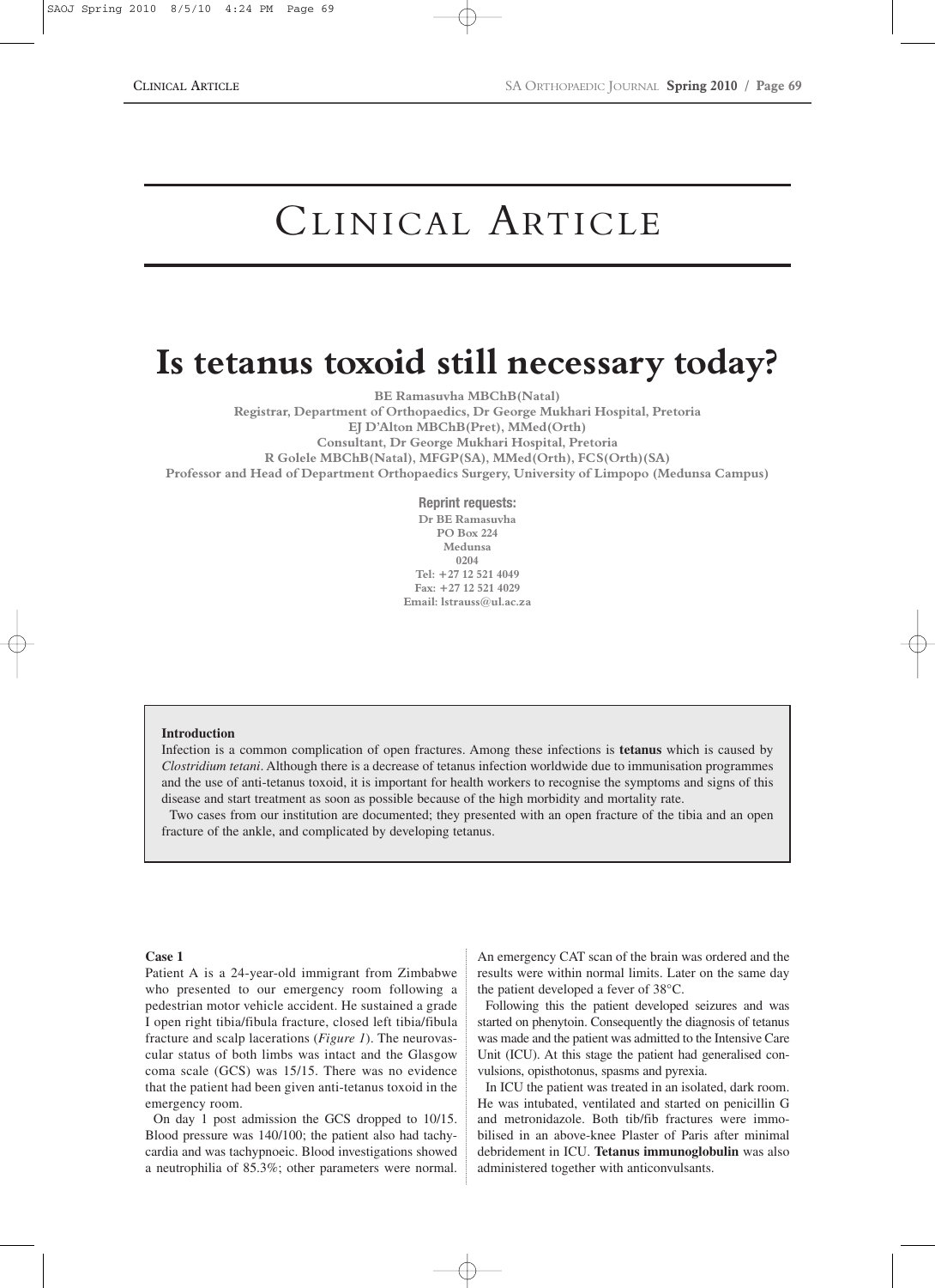# Clinical Article

# Is tetanus toxoid still necessary today?

**BE Ramasuvha MBChB(Natal)**
**Registrar, Department of Orthopaedics, Dr George Mukhari Hospital, Pretoria**
**EJ D'Alton MBChB(Pret), MMed(Orth)**
**Consultant, Dr George Mukhari Hospital, Pretoria**
**R Golele MBChB(Natal), MFGP(SA), MMed(Orth), FCS(Orth)(SA)**
**Professor and Head of Department Orthopaedics Surgery, University of Limpopo (Medunsa Campus)**

**Reprint requests:**
**Dr BE Ramasuvha**
**PO Box 224**
**Medunsa**
**0204**
**Tel: +27 12 521 4049**
**Fax: +27 12 521 4029**
**Email: lstrauss@ul.ac.za**

**Introduction**

Infection is a common complication of open fractures. Among these infections is **tetanus** which is caused by *Clostridium tetani*. Although there is a decrease of tetanus infection worldwide due to immunisation programmes and the use of anti-tetanus toxoid, it is important for health workers to recognise the symptoms and signs of this disease and start treatment as soon as possible because of the high morbidity and mortality rate.

Two cases from our institution are documented; they presented with an open fracture of the tibia and an open fracture of the ankle, and complicated by developing tetanus.

**Case 1**

Patient A is a 24-year-old immigrant from Zimbabwe who presented to our emergency room following a pedestrian motor vehicle accident. He sustained a grade I open right tibia/fibula fracture, closed left tibia/fibula fracture and scalp lacerations (*Figure 1*). The neurovascular status of both limbs was intact and the Glasgow coma scale (GCS) was 15/15. There was no evidence that the patient had been given anti-tetanus toxoid in the emergency room.

On day 1 post admission the GCS dropped to 10/15. Blood pressure was 140/100; the patient also had tachycardia and was tachypnoeic. Blood investigations showed a neutrophilia of 85.3%; other parameters were normal. An emergency CAT scan of the brain was ordered and the results were within normal limits. Later on the same day the patient developed a fever of 38°C.

Following this the patient developed seizures and was started on phenytoin. Consequently the diagnosis of tetanus was made and the patient was admitted to the Intensive Care Unit (ICU). At this stage the patient had generalised convulsions, opisthotonus, spasms and pyrexia.

In ICU the patient was treated in an isolated, dark room. He was intubated, ventilated and started on penicillin G and metronidazole. Both tib/fib fractures were immobilised in an above-knee Plaster of Paris after minimal debridement in ICU. **Tetanus immunoglobulin** was also administered together with anticonvulsants.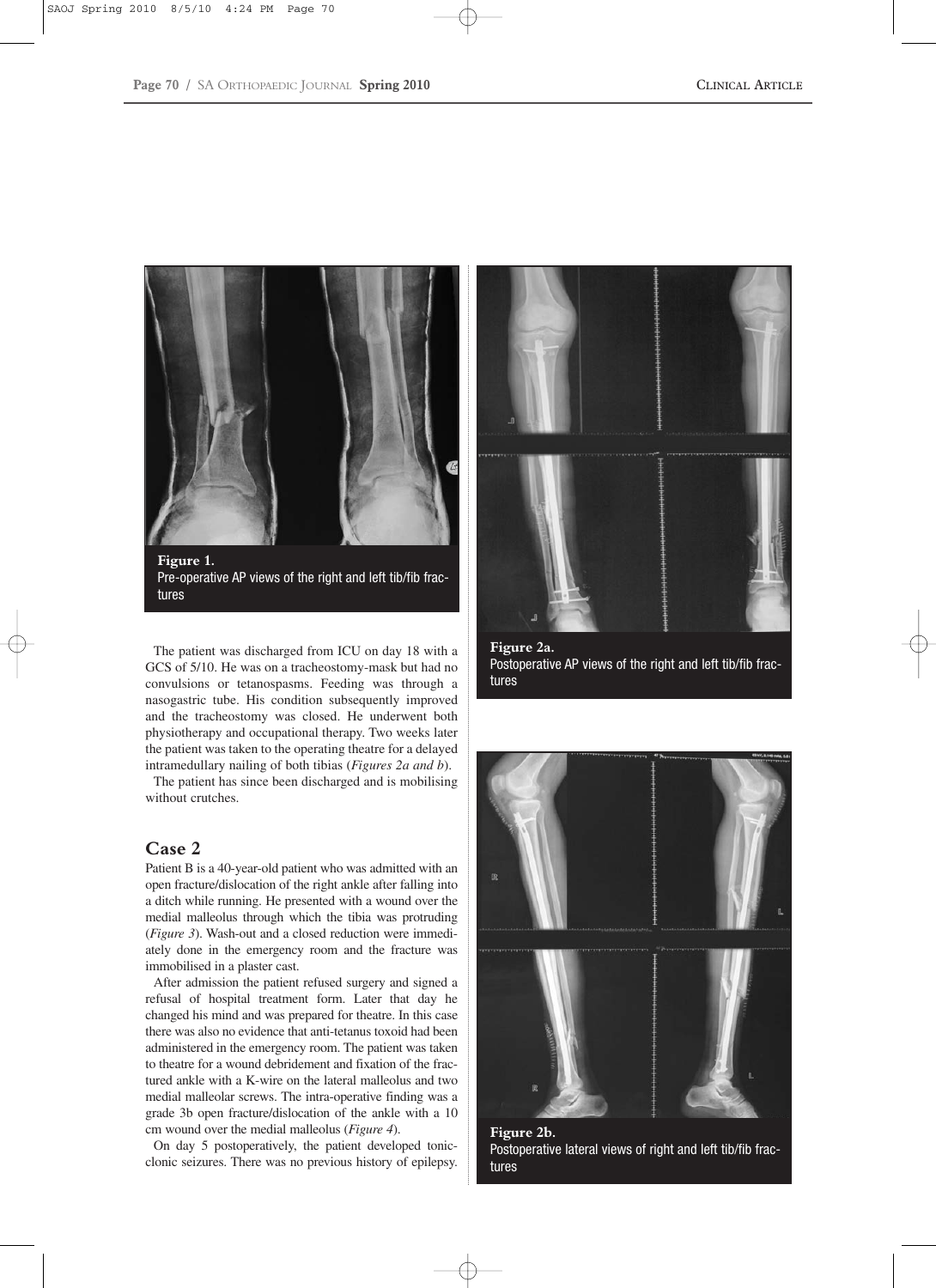Figure 1.
Pre-operative AP views of the right and left tib/fib fractures

Figure 2a.
Postoperative AP views of the right and left tib/fib fractures

Figure 2b.
Postoperative lateral views of right and left tib/fib fractures

The patient was discharged from ICU on day 18 with a GCS of 5/10. He was on a tracheostomy-mask but had no convulsions or tetanospasms. Feeding was through a nasogastric tube. His condition subsequently improved and the tracheostomy was closed. He underwent both physiotherapy and occupational therapy. Two weeks later the patient was taken to the operating theatre for a delayed intramedullary nailing of both tibias (*Figures 2a and b*).

The patient has since been discharged and is mobilising without crutches.

## Case 2

Patient B is a 40-year-old patient who was admitted with an open fracture/dislocation of the right ankle after falling into a ditch while running. He presented with a wound over the medial malleolus through which the tibia was protruding (*Figure 3*). Wash-out and a closed reduction were immediately done in the emergency room and the fracture was immobilised in a plaster cast.

After admission the patient refused surgery and signed a refusal of hospital treatment form. Later that day he changed his mind and was prepared for theatre. In this case there was also no evidence that anti-tetanus toxoid had been administered in the emergency room. The patient was taken to theatre for a wound debridement and fixation of the fractured ankle with a K-wire on the lateral malleolus and two medial malleolar screws. The intra-operative finding was a grade 3b open fracture/dislocation of the ankle with a 10 cm wound over the medial malleolus (*Figure 4*).

On day 5 postoperatively, the patient developed tonic-clonic seizures. There was no previous history of epilepsy.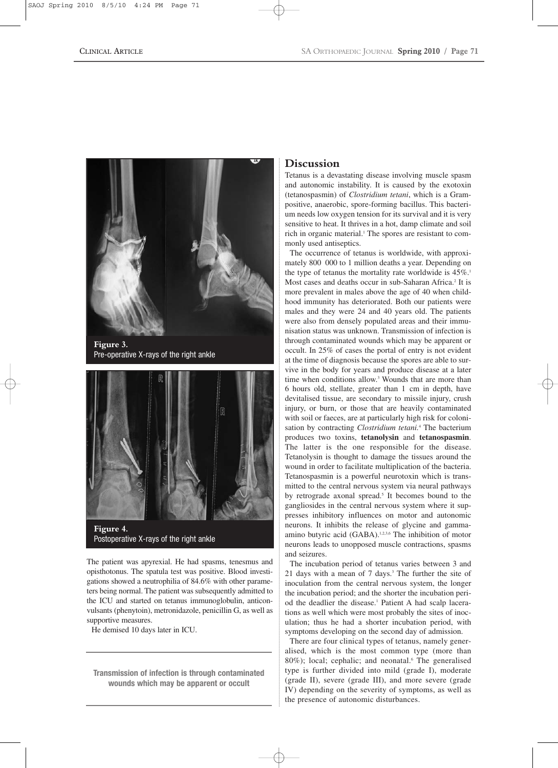**Figure 3.**
Pre-operative X-rays of the right ankle

**Figure 4.**
Postoperative X-rays of the right ankle

The patient was apyrexial. He had spasms, tenesmus and opisthotonus. The spatula test was positive. Blood investigations showed a neutrophilia of 84.6% with other parameters being normal. The patient was subsequently admitted to the ICU and started on tetanus immunoglobulin, anticonvulsants (phenytoin), metronidazole, penicillin G, as well as supportive measures.

He demised 10 days later in ICU.

**Transmission of infection is through contaminated wounds which may be apparent or occult**

## Discussion

Tetanus is a devastating disease involving muscle spasm and autonomic instability. It is caused by the exotoxin (tetanospasmin) of *Clostridium tetani*, which is a Gram-positive, anaerobic, spore-forming bacillus. This bacterium needs low oxygen tension for its survival and it is very sensitive to heat. It thrives in a hot, damp climate and soil rich in organic material.[1] The spores are resistant to commonly used antiseptics.

The occurrence of tetanus is worldwide, with approximately 800 000 to 1 million deaths a year. Depending on the type of tetanus the mortality rate worldwide is 45%.[1] Most cases and deaths occur in sub-Saharan Africa.[2] It is more prevalent in males above the age of 40 when childhood immunity has deteriorated. Both our patients were males and they were 24 and 40 years old. The patients were also from densely populated areas and their immunisation status was unknown. Transmission of infection is through contaminated wounds which may be apparent or occult. In 25% of cases the portal of entry is not evident at the time of diagnosis because the spores are able to survive in the body for years and produce disease at a later time when conditions allow.[3] Wounds that are more than 6 hours old, stellate, greater than 1 cm in depth, have devitalised tissue, are secondary to missile injury, crush injury, or burn, or those that are heavily contaminated with soil or faeces, are at particularly high risk for colonisation by contracting *Clostridium tetani*.[4] The bacterium produces two toxins, **tetanolysin** and **tetanospasmin**. The latter is the one responsible for the disease. Tetanolysin is thought to damage the tissues around the wound in order to facilitate multiplication of the bacteria. Tetanospasmin is a powerful neurotoxin which is transmitted to the central nervous system via neural pathways by retrograde axonal spread.[5] It becomes bound to the gangliosides in the central nervous system where it suppresses inhibitory influences on motor and autonomic neurons. It inhibits the release of glycine and gamma-amino butyric acid (GABA).[1,2,3,6] The inhibition of motor neurons leads to unopposed muscle contractions, spasms and seizures.

The incubation period of tetanus varies between 3 and 21 days with a mean of 7 days.[3] The further the site of inoculation from the central nervous system, the longer the incubation period; and the shorter the incubation period the deadlier the disease.[1] Patient A had scalp lacerations as well which were most probably the sites of inoculation; thus he had a shorter incubation period, with symptoms developing on the second day of admission.

There are four clinical types of tetanus, namely generalised, which is the most common type (more than 80%); local; cephalic; and neonatal.[6] The generalised type is further divided into mild (grade I), moderate (grade II), severe (grade III), and more severe (grade IV) depending on the severity of symptoms, as well as the presence of autonomic disturbances.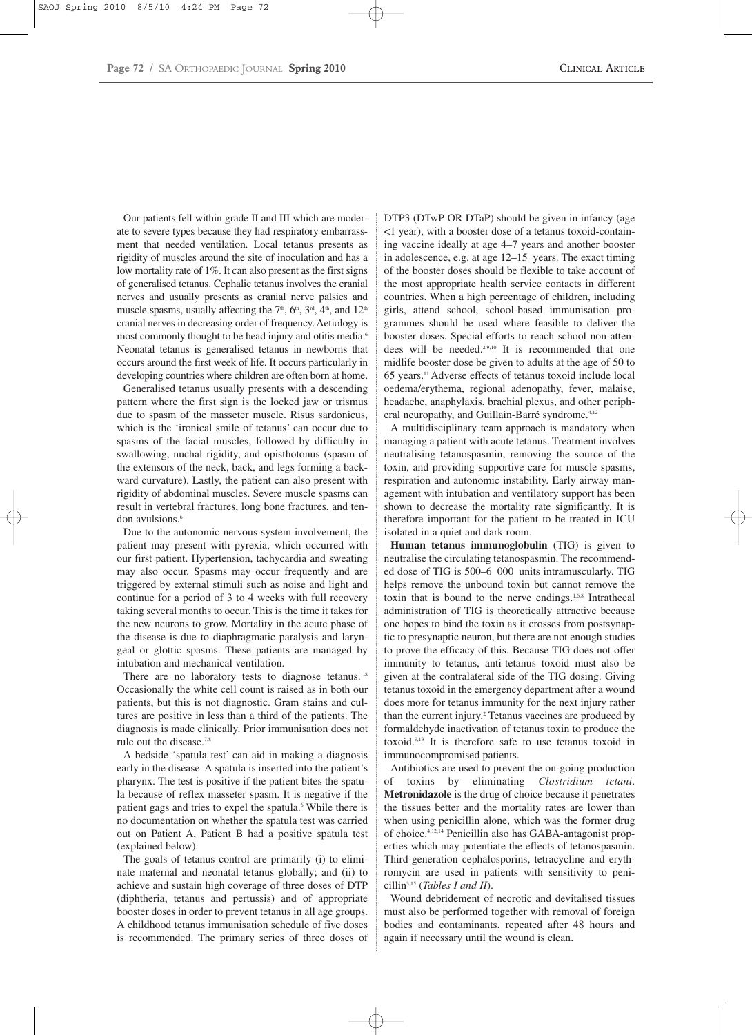Our patients fell within grade II and III which are moderate to severe types because they had respiratory embarrassment that needed ventilation. Local tetanus presents as rigidity of muscles around the site of inoculation and has a low mortality rate of 1%. It can also present as the first signs of generalised tetanus. Cephalic tetanus involves the cranial nerves and usually presents as cranial nerve palsies and muscle spasms, usually affecting the 7th, 6th, 3rd, 4th, and 12th cranial nerves in decreasing order of frequency. Aetiology is most commonly thought to be head injury and otitis media.[6] Neonatal tetanus is generalised tetanus in newborns that occurs around the first week of life. It occurs particularly in developing countries where children are often born at home.

Generalised tetanus usually presents with a descending pattern where the first sign is the locked jaw or trismus due to spasm of the masseter muscle. Risus sardonicus, which is the 'ironical smile of tetanus' can occur due to spasms of the facial muscles, followed by difficulty in swallowing, nuchal rigidity, and opisthotonus (spasm of the extensors of the neck, back, and legs forming a backward curvature). Lastly, the patient can also present with rigidity of abdominal muscles. Severe muscle spasms can result in vertebral fractures, long bone fractures, and tendon avulsions.[6]

Due to the autonomic nervous system involvement, the patient may present with pyrexia, which occurred with our first patient. Hypertension, tachycardia and sweating may also occur. Spasms may occur frequently and are triggered by external stimuli such as noise and light and continue for a period of 3 to 4 weeks with full recovery taking several months to occur. This is the time it takes for the new neurons to grow. Mortality in the acute phase of the disease is due to diaphragmatic paralysis and laryngeal or glottic spasms. These patients are managed by intubation and mechanical ventilation.

There are no laboratory tests to diagnose tetanus.[1-8] Occasionally the white cell count is raised as in both our patients, but this is not diagnostic. Gram stains and cultures are positive in less than a third of the patients. The diagnosis is made clinically. Prior immunisation does not rule out the disease.[7,8]

A bedside 'spatula test' can aid in making a diagnosis early in the disease. A spatula is inserted into the patient's pharynx. The test is positive if the patient bites the spatula because of reflex masseter spasm. It is negative if the patient gags and tries to expel the spatula.[6] While there is no documentation on whether the spatula test was carried out on Patient A, Patient B had a positive spatula test (explained below).

The goals of tetanus control are primarily (i) to eliminate maternal and neonatal tetanus globally; and (ii) to achieve and sustain high coverage of three doses of DTP (diphtheria, tetanus and pertussis) and of appropriate booster doses in order to prevent tetanus in all age groups. A childhood tetanus immunisation schedule of five doses is recommended. The primary series of three doses of DTP3 (DTwP OR DTaP) should be given in infancy (age <1 year), with a booster dose of a tetanus toxoid-containing vaccine ideally at age 4–7 years and another booster in adolescence, e.g. at age 12–15 years. The exact timing of the booster doses should be flexible to take account of the most appropriate health service contacts in different countries. When a high percentage of children, including girls, attend school, school-based immunisation programmes should be used where feasible to deliver the booster doses. Special efforts to reach school non-attendees will be needed.[2,9,10] It is recommended that one midlife booster dose be given to adults at the age of 50 to 65 years.[11] Adverse effects of tetanus toxoid include local oedema/erythema, regional adenopathy, fever, malaise, headache, anaphylaxis, brachial plexus, and other peripheral neuropathy, and Guillain-Barré syndrome.[4,12]

A multidisciplinary team approach is mandatory when managing a patient with acute tetanus. Treatment involves neutralising tetanospasmin, removing the source of the toxin, and providing supportive care for muscle spasms, respiration and autonomic instability. Early airway management with intubation and ventilatory support has been shown to decrease the mortality rate significantly. It is therefore important for the patient to be treated in ICU isolated in a quiet and dark room.

**Human tetanus immunoglobulin** (TIG) is given to neutralise the circulating tetanospasmin. The recommended dose of TIG is 500–6 000 units intramuscularly. TIG helps remove the unbound toxin but cannot remove the toxin that is bound to the nerve endings.[1,6,8] Intrathecal administration of TIG is theoretically attractive because one hopes to bind the toxin as it crosses from postsynaptic to presynaptic neuron, but there are not enough studies to prove the efficacy of this. Because TIG does not offer immunity to tetanus, anti-tetanus toxoid must also be given at the contralateral side of the TIG dosing. Giving tetanus toxoid in the emergency department after a wound does more for tetanus immunity for the next injury rather than the current injury.[2] Tetanus vaccines are produced by formaldehyde inactivation of tetanus toxin to produce the toxoid.[9,13] It is therefore safe to use tetanus toxoid in immunocompromised patients.

Antibiotics are used to prevent the on-going production of toxins by eliminating *Clostridium tetani*. **Metronidazole** is the drug of choice because it penetrates the tissues better and the mortality rates are lower than when using penicillin alone, which was the former drug of choice.[4,12,14] Penicillin also has GABA-antagonist properties which may potentiate the effects of tetanospasmin. Third-generation cephalosporins, tetracycline and erythromycin are used in patients with sensitivity to penicillin[3,15] (*Tables I and II*).

Wound debridement of necrotic and devitalised tissues must also be performed together with removal of foreign bodies and contaminants, repeated after 48 hours and again if necessary until the wound is clean.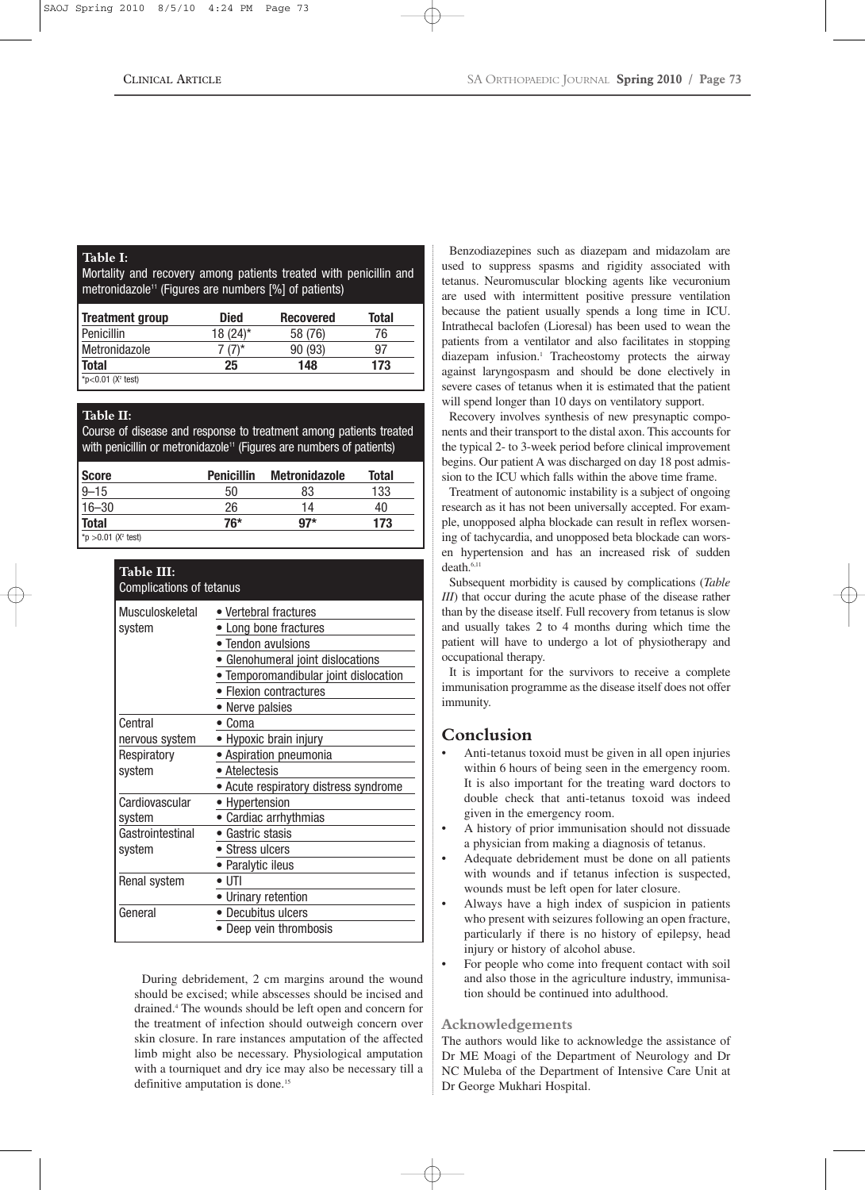**Table I:** Mortality and recovery among patients treated with penicillin and metronidazole[11] (Figures are numbers [%] of patients)

| Treatment group | Died | Recovered | Total |
|---|---|---|---|
| Penicillin | 18 (24)* | 58 (76) | 76 |
| Metronidazole | 7 (7)* | 90 (93) | 97 |
| **Total** | **25** | **148** | **173** |

*$p<0.01$ ($X^2$ test)

**Table II:** Course of disease and response to treatment among patients treated with penicillin or metronidazole[11] (Figures are numbers of patients)

| Score | Penicillin | Metronidazole | Total |
|---|---|---|---|
| 9–15 | 50 | 83 | 133 |
| 16–30 | 26 | 14 | 40 |
| **Total** | **76*** | **97*** | **173** |

*$p>0.01$ ($X^2$ test)

**Table III:** Complications of tetanus

| System | Complications |
|---|---|
| Musculoskeletal system | • Vertebral fractures |
| | • Long bone fractures |
| | • Tendon avulsions |
| | • Glenohumeral joint dislocations |
| | • Temporomandibular joint dislocation |
| | • Flexion contractures |
| | • Nerve palsies |
| Central nervous system | • Coma |
| | • Hypoxic brain injury |
| Respiratory system | • Aspiration pneumonia |
| | • Atelectesis |
| | • Acute respiratory distress syndrome |
| Cardiovascular system | • Hypertension |
| | • Cardiac arrhythmias |
| Gastrointestinal system | • Gastric stasis |
| | • Stress ulcers |
| | • Paralytic ileus |
| Renal system | • UTI |
| | • Urinary retention |
| General | • Decubitus ulcers |
| | • Deep vein thrombosis |

During debridement, 2 cm margins around the wound should be excised; while abscesses should be incised and drained.[4] The wounds should be left open and concern for the treatment of infection should outweigh concern over skin closure. In rare instances amputation of the affected limb might also be necessary. Physiological amputation with a tourniquet and dry ice may also be necessary till a definitive amputation is done.[15]

Benzodiazepines such as diazepam and midazolam are used to suppress spasms and rigidity associated with tetanus. Neuromuscular blocking agents like vecuronium are used with intermittent positive pressure ventilation because the patient usually spends a long time in ICU. Intrathecal baclofen (Lioresal) has been used to wean the patients from a ventilator and also facilitates in stopping diazepam infusion.[1] Tracheostomy protects the airway against laryngospasm and should be done electively in severe cases of tetanus when it is estimated that the patient will spend longer than 10 days on ventilatory support.

Recovery involves synthesis of new presynaptic components and their transport to the distal axon. This accounts for the typical 2- to 3-week period before clinical improvement begins. Our patient A was discharged on day 18 post admission to the ICU which falls within the above time frame.

Treatment of autonomic instability is a subject of ongoing research as it has not been universally accepted. For example, unopposed alpha blockade can result in reflex worsening of tachycardia, and unopposed beta blockade can worsen hypertension and has an increased risk of sudden death.[6,11]

Subsequent morbidity is caused by complications (*Table III*) that occur during the acute phase of the disease rather than by the disease itself. Full recovery from tetanus is slow and usually takes 2 to 4 months during which time the patient will have to undergo a lot of physiotherapy and occupational therapy.

It is important for the survivors to receive a complete immunisation programme as the disease itself does not offer immunity.

## Conclusion

- Anti-tetanus toxoid must be given in all open injuries within 6 hours of being seen in the emergency room. It is also important for the treating ward doctors to double check that anti-tetanus toxoid was indeed given in the emergency room.
- A history of prior immunisation should not dissuade a physician from making a diagnosis of tetanus.
- Adequate debridement must be done on all patients with wounds and if tetanus infection is suspected, wounds must be left open for later closure.
- Always have a high index of suspicion in patients who present with seizures following an open fracture, particularly if there is no history of epilepsy, head injury or history of alcohol abuse.
- For people who come into frequent contact with soil and also those in the agriculture industry, immunisation should be continued into adulthood.

### Acknowledgements

The authors would like to acknowledge the assistance of Dr ME Moagi of the Department of Neurology and Dr NC Muleba of the Department of Intensive Care Unit at Dr George Mukhari Hospital.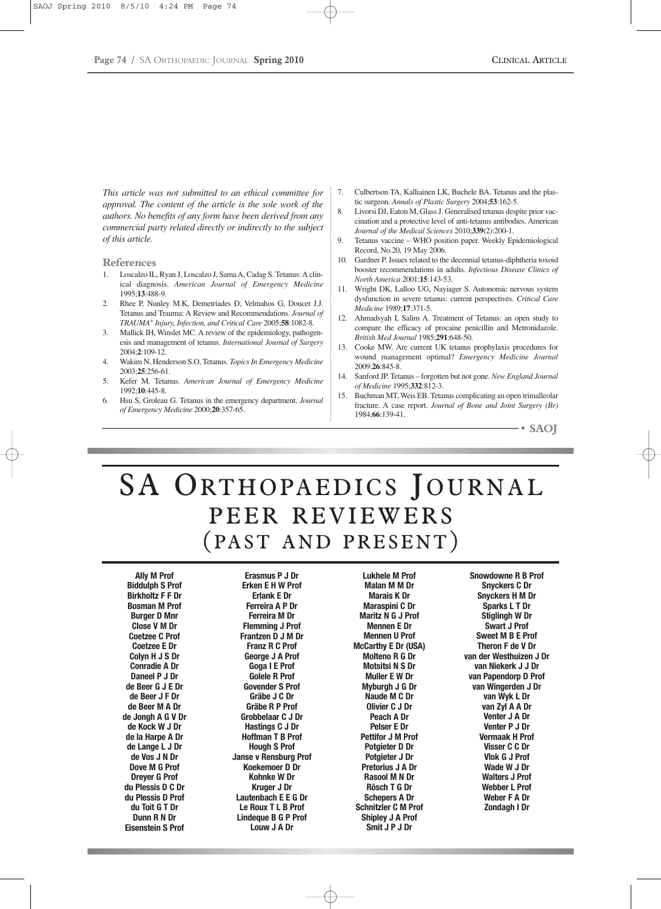*This article was not submitted to an ethical committee for approval. The content of the article is the sole work of the authors. No benefits of any form have been derived from any commercial party related directly or indirectly to the subject of this article.*

## References

1. Loscalzo IL, Ryan J, Loscalzo J, Sama A, Cadag S. Tetanus: A clinical diagnosis. *American Journal of Emergency Medicine* 1995;**13**:488-9.
2. Rhee P, Nunley M.K, Demetriades D, Velmahos G, Doucet J.J. Tetanus and Trauma: A Review and Recommendations. *Journal of TRAUMA® Injury, Infection, and Critical Care* 2005;**58**:1082-8.
3. Mallick IH, Winslet MC. A review of the epidemiology, pathogenesis and management of tetanus. *International Journal of Surgery* 2004;**2**:109-12.
4. Wakim N, Henderson S.O, Tetanus. *Topics In Emergency Medicine* 2003;**25**:256-61.
5. Kefer M. Tetanus. *American Journal of Emergency Medicine* 1992;**10**:445-8.
6. Hsu S, Groleau G. Tetanus in the emergency department. *Journal of Emergency Medicine* 2000;**20**:357-65.
7. Culbertson TA, Kalliainen LK, Buchele BA. Tetanus and the plastic surgeon. *Annals of Plastic Surgery* 2004;**53**:162-5.
8. Livorsi DJ, Eaton M, Glass J. Generalised tetanus despite prior vaccination and a protective level of anti-tetanus antibodies. American *Journal of the Medical Sciences* 2010;**339**(2):200-1.
9. Tetanus vaccine – WHO position paper. Weekly Epidemiological Record, No.20, 19 May 2006.
10. Gardner P. Issues related to the decennial tetanus-diphtheria toxoid booster recommendations in adults. *Infectious Disease Clinics of North America* 2001;**15**:143-53.
11. Wright DK, Lalloo UG, Nayiager S. Autonomic nervous system dysfunction in severe tetanus: current perspectives. *Critical Care Medicine* 1989;**17**:371-5.
12. Ahmadsyah I, Salim A. Treatment of Tetanus: an open study to compare the efficacy of procaine penicillin and Metronidazole. *British Med Journal* 1985;**291**:648-50.
13. Cooke MW. Are current UK tetanus prophylaxis procedures for wound management optimal? *Emergency Medicine Journal* 2009;**26**:845-8.
14. Sanford JP. Tetanus – forgotten but not gone. *New England Journal of Medicine* 1995;**332**:812-3.
15. Buchman MT, Weis EB. Tetanus complicating an open trimalleolar fracture. A case report. *Journal of Bone and Joint Surgery (Br)* 1984;**66**:139-41.

• SAOJ

# SA Orthopaedics Journal peer reviewers (past and present)

**Ally M Prof**
**Biddulph S Prof**
**Birkholtz F F Dr**
**Bosman M Prof**
**Burger D Mnr**
**Close V M Dr**
**Coetzee C Prof**
**Coetzee E Dr**
**Colyn H J S Dr**
**Conradie A Dr**
**Daneel P J Dr**
**de Beer G J E Dr**
**de Beer J F Dr**
**de Beer M A Dr**
**de Jongh A G V Dr**
**de Kock W J Dr**
**de la Harpe A Dr**
**de Lange L J Dr**
**de Vos J N Dr**
**Dove M G Prof**
**Dreyer G Prof**
**du Plessis D C Dr**
**du Plessis D Prof**
**du Toit G T Dr**
**Dunn R N Dr**
**Eisenstein S Prof**
**Erasmus P J Dr**
**Erken E H W Prof**
**Erlank E Dr**
**Ferreira A P Dr**
**Ferreira M Dr**
**Flemming J Prof**
**Frantzen D J M Dr**
**Franz R C Prof**
**George J A Prof**
**Goga I E Prof**
**Golele R Prof**
**Govender S Prof**
**Gräbe J C Dr**
**Gräbe R P Prof**
**Grobbelaar C J Dr**
**Hastings C J Dr**
**Hoffman T B Prof**
**Hough S Prof**
**Janse v Rensburg Prof**
**Koekemoer D Dr**
**Kohnke W Dr**
**Kruger J Dr**
**Lautenbach E E G Dr**
**Le Roux T L B Prof**
**Lindeque B G P Prof**
**Louw J A Dr**
**Lukhele M Prof**
**Malan M M Dr**
**Marais K Dr**
**Maraspini C Dr**
**Maritz N G J Prof**
**Mennen E Dr**
**Mennen U Prof**
**McCarthy E Dr (USA)**
**Molteno R G Dr**
**Motsitsi N S Dr**
**Muller E W Dr**
**Myburgh J G Dr**
**Naude M C Dr**
**Olivier C J Dr**
**Peach A Dr**
**Pelser E Dr**
**Pettifor J M Prof**
**Potgieter D Dr**
**Potgieter J Dr**
**Pretorius J A Dr**
**Rasool M N Dr**
**Rösch T G Dr**
**Schepers A Dr**
**Schnitzler C M Prof**
**Shipley J A Prof**
**Smit J P J Dr**
**Snowdowne R B Prof**
**Snyckers C Dr**
**Snyckers H M Dr**
**Sparks L T Dr**
**Stiglingh W Dr**
**Swart J Prof**
**Sweet M B E Prof**
**Theron F de V Dr**
**van der Westhuizen J Dr**
**van Niekerk J J Dr**
**van Papendorp D Prof**
**van Wingerden J Dr**
**van Wyk L Dr**
**van Zyl A A Dr**
**Venter J A Dr**
**Venter P J Dr**
**Vermaak H Prof**
**Visser C C Dr**
**Vlok G J Prof**
**Wade W J Dr**
**Walters J Prof**
**Webber L Prof**
**Weber F A Dr**
**Zondagh I Dr**